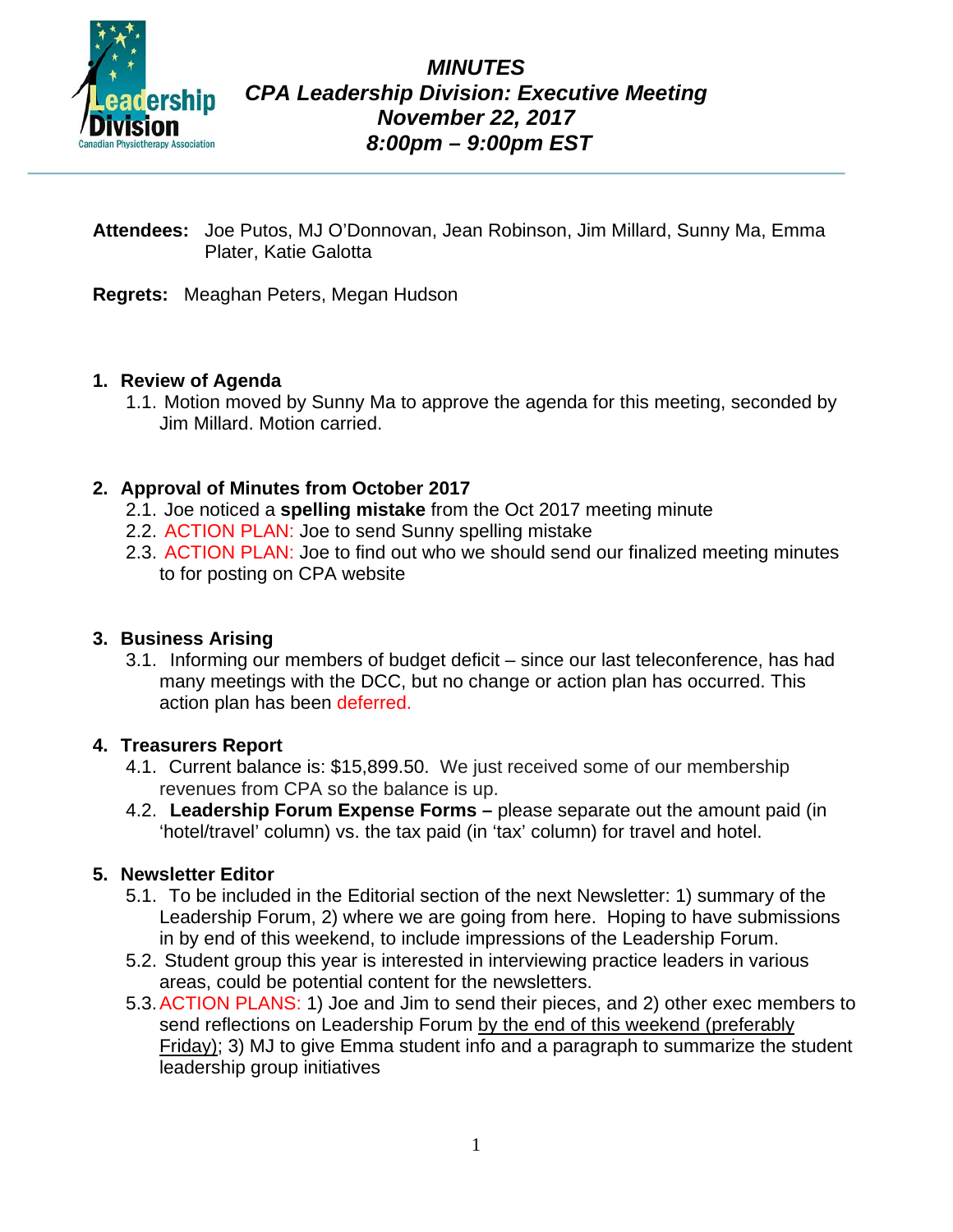# *MINUTES*
## *CPA Leadership Division: Executive Meeting*
## *November 22, 2017*
## *8:00pm – 9:00pm EST*

**Attendees:** Joe Putos, MJ O'Donnovan, Jean Robinson, Jim Millard, Sunny Ma, Emma Plater, Katie Galotta

**Regrets:** Meaghan Peters, Megan Hudson

1. **Review of Agenda**
   - 1.1. Motion moved by Sunny Ma to approve the agenda for this meeting, seconded by Jim Millard. Motion carried.

2. **Approval of Minutes from October 2017**
   - 2.1. Joe noticed a **spelling mistake** from the Oct 2017 meeting minute
   - 2.2. ACTION PLAN: Joe to send Sunny spelling mistake
   - 2.3. ACTION PLAN: Joe to find out who we should send our finalized meeting minutes to for posting on CPA website

3. **Business Arising**
   - 3.1. Informing our members of budget deficit – since our last teleconference, has had many meetings with the DCC, but no change or action plan has occurred. This action plan has been deferred.

4. **Treasurers Report**
   - 4.1. Current balance is: $15,899.50. We just received some of our membership revenues from CPA so the balance is up.
   - 4.2. **Leadership Forum Expense Forms –** please separate out the amount paid (in 'hotel/travel' column) vs. the tax paid (in 'tax' column) for travel and hotel.

5. **Newsletter Editor**
   - 5.1. To be included in the Editorial section of the next Newsletter: 1) summary of the Leadership Forum, 2) where we are going from here. Hoping to have submissions in by end of this weekend, to include impressions of the Leadership Forum.
   - 5.2. Student group this year is interested in interviewing practice leaders in various areas, could be potential content for the newsletters.
   - 5.3. ACTION PLANS: 1) Joe and Jim to send their pieces, and 2) other exec members to send reflections on Leadership Forum <u>by the end of this weekend (preferably Friday)</u>; 3) MJ to give Emma student info and a paragraph to summarize the student leadership group initiatives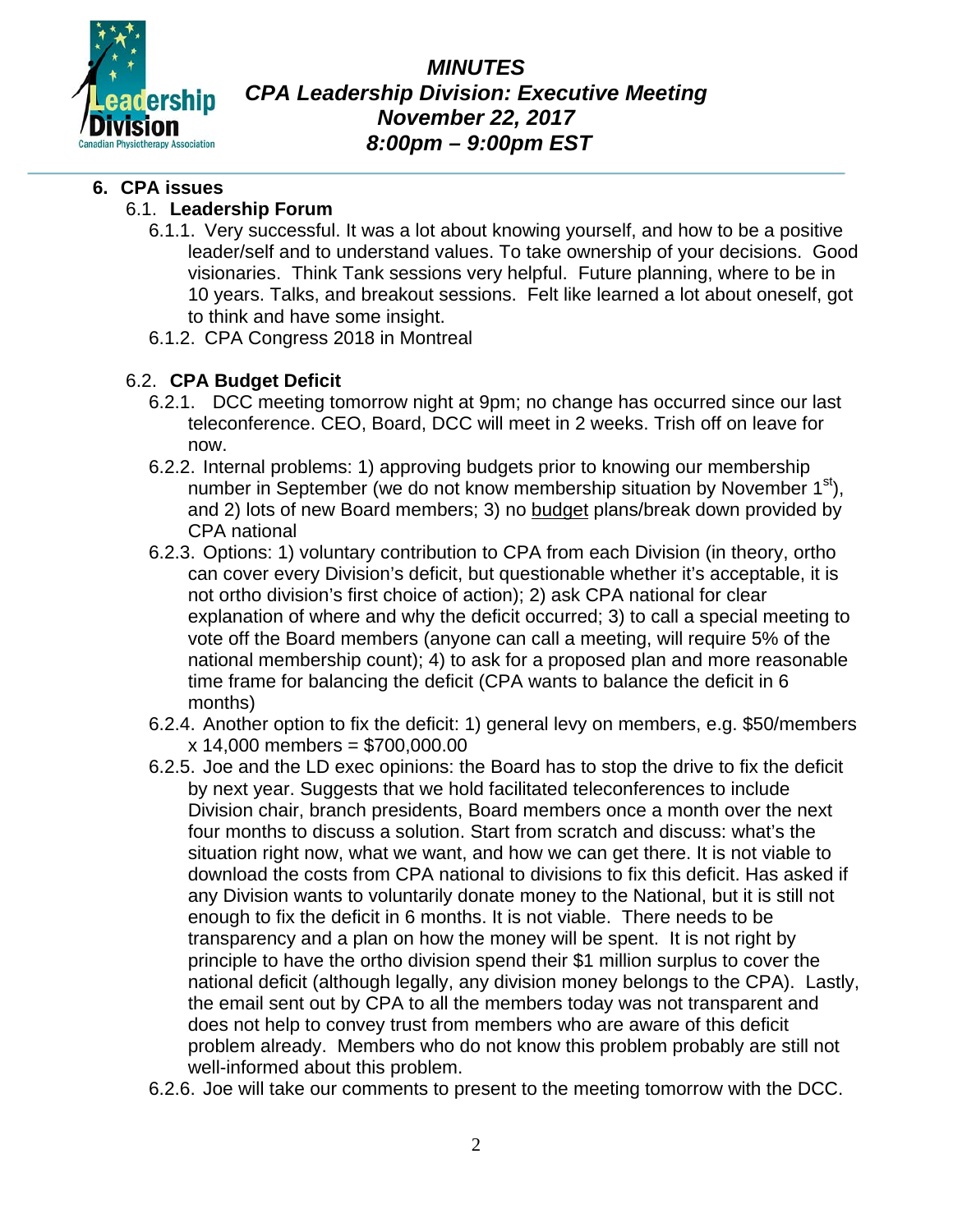**MINUTES**
**CPA Leadership Division: Executive Meeting**
**November 22, 2017**
**8:00pm – 9:00pm EST**

## 6. CPA issues

### 6.1. Leadership Forum

6.1.1. Very successful. It was a lot about knowing yourself, and how to be a positive leader/self and to understand values. To take ownership of your decisions. Good visionaries. Think Tank sessions very helpful. Future planning, where to be in 10 years. Talks, and breakout sessions. Felt like learned a lot about oneself, got to think and have some insight.

6.1.2. CPA Congress 2018 in Montreal

### 6.2. CPA Budget Deficit

6.2.1. DCC meeting tomorrow night at 9pm; no change has occurred since our last teleconference. CEO, Board, DCC will meet in 2 weeks. Trish off on leave for now.

6.2.2. Internal problems: 1) approving budgets prior to knowing our membership number in September (we do not know membership situation by November 1st), and 2) lots of new Board members; 3) no budget plans/break down provided by CPA national

6.2.3. Options: 1) voluntary contribution to CPA from each Division (in theory, ortho can cover every Division's deficit, but questionable whether it's acceptable, it is not ortho division's first choice of action); 2) ask CPA national for clear explanation of where and why the deficit occurred; 3) to call a special meeting to vote off the Board members (anyone can call a meeting, will require 5% of the national membership count); 4) to ask for a proposed plan and more reasonable time frame for balancing the deficit (CPA wants to balance the deficit in 6 months)

6.2.4. Another option to fix the deficit: 1) general levy on members, e.g. $50/members x 14,000 members = $700,000.00

6.2.5. Joe and the LD exec opinions: the Board has to stop the drive to fix the deficit by next year. Suggests that we hold facilitated teleconferences to include Division chair, branch presidents, Board members once a month over the next four months to discuss a solution. Start from scratch and discuss: what's the situation right now, what we want, and how we can get there. It is not viable to download the costs from CPA national to divisions to fix this deficit. Has asked if any Division wants to voluntarily donate money to the National, but it is still not enough to fix the deficit in 6 months. It is not viable. There needs to be transparency and a plan on how the money will be spent. It is not right by principle to have the ortho division spend their $1 million surplus to cover the national deficit (although legally, any division money belongs to the CPA). Lastly, the email sent out by CPA to all the members today was not transparent and does not help to convey trust from members who are aware of this deficit problem already. Members who do not know this problem probably are still not well-informed about this problem.

6.2.6. Joe will take our comments to present to the meeting tomorrow with the DCC.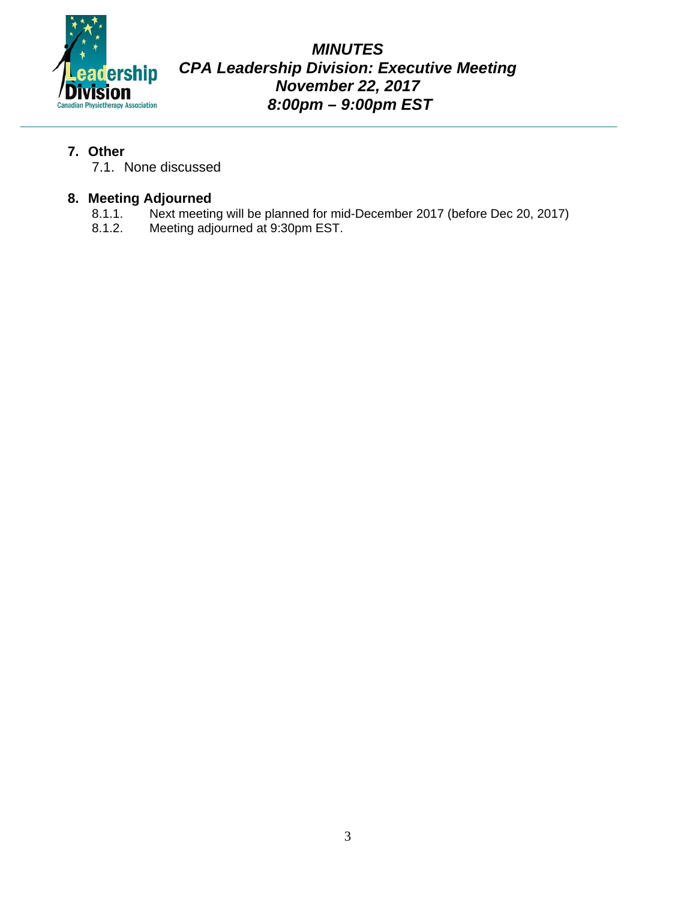## 7. Other

7.1. None discussed

## 8. Meeting Adjourned

8.1.1. Next meeting will be planned for mid-December 2017 (before Dec 20, 2017)

8.1.2. Meeting adjourned at 9:30pm EST.